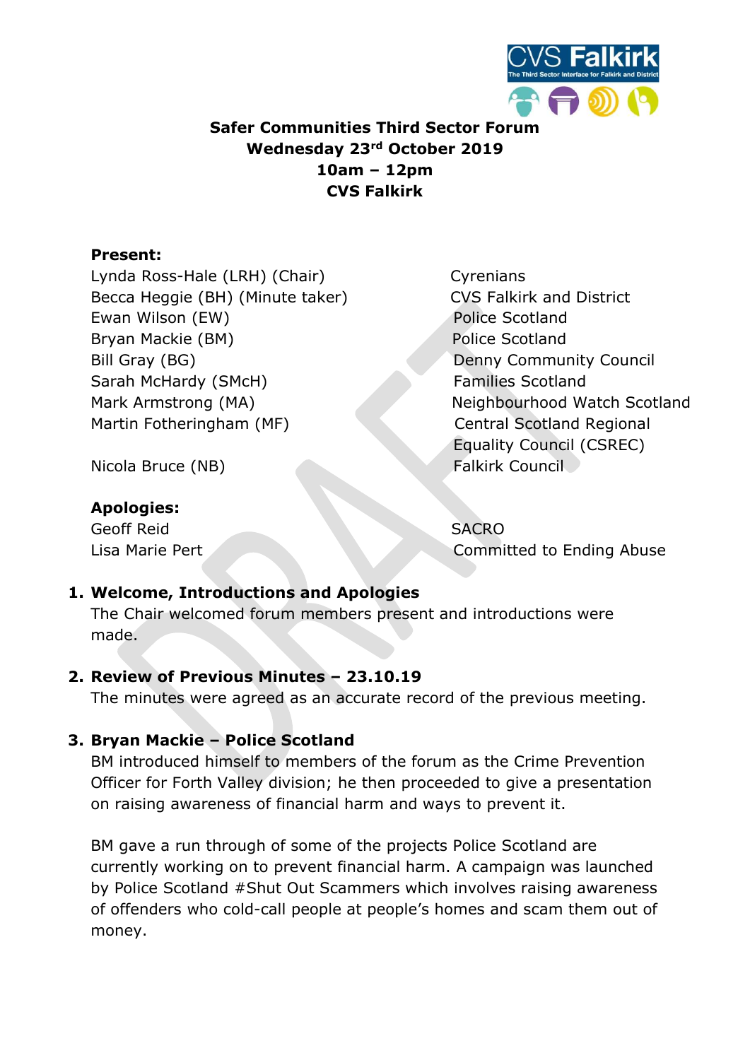**Safer Communities Third Sector Forum**
**Wednesday 23rd October 2019**
**10am – 12pm**
**CVS Falkirk**

**Present:**

| | |
|---|---|
| Lynda Ross-Hale (LRH) (Chair) | Cyrenians |
| Becca Heggie (BH) (Minute taker) | CVS Falkirk and District |
| Ewan Wilson (EW) | Police Scotland |
| Bryan Mackie (BM) | Police Scotland |
| Bill Gray (BG) | Denny Community Council |
| Sarah McHardy (SMcH) | Families Scotland |
| Mark Armstrong (MA) | Neighbourhood Watch Scotland |
| Martin Fotheringham (MF) | Central Scotland Regional Equality Council (CSREC) |
| Nicola Bruce (NB) | Falkirk Council |

**Apologies:**

| | |
|---|---|
| Geoff Reid | SACRO |
| Lisa Marie Pert | Committed to Ending Abuse |

1. **Welcome, Introductions and Apologies**
   The Chair welcomed forum members present and introductions were made.

2. **Review of Previous Minutes – 23.10.19**
   The minutes were agreed as an accurate record of the previous meeting.

3. **Bryan Mackie – Police Scotland**
   BM introduced himself to members of the forum as the Crime Prevention Officer for Forth Valley division; he then proceeded to give a presentation on raising awareness of financial harm and ways to prevent it.

   BM gave a run through of some of the projects Police Scotland are currently working on to prevent financial harm. A campaign was launched by Police Scotland #Shut Out Scammers which involves raising awareness of offenders who cold-call people at people's homes and scam them out of money.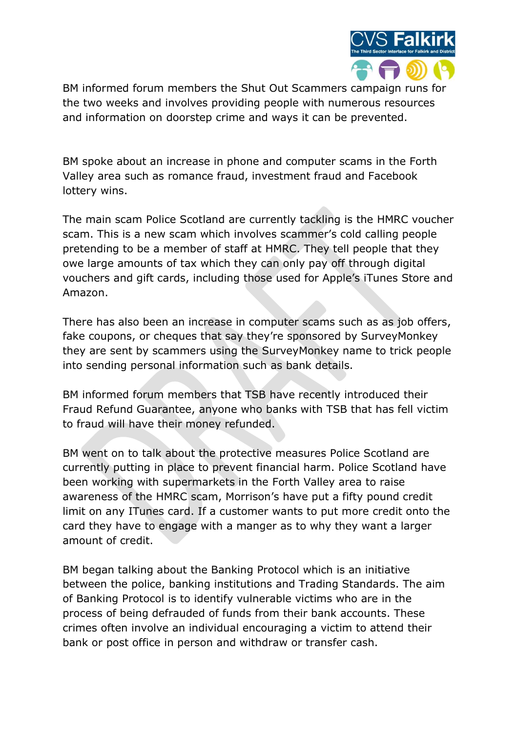BM informed forum members the Shut Out Scammers campaign runs for the two weeks and involves providing people with numerous resources and information on doorstep crime and ways it can be prevented.

BM spoke about an increase in phone and computer scams in the Forth Valley area such as romance fraud, investment fraud and Facebook lottery wins.

The main scam Police Scotland are currently tackling is the HMRC voucher scam. This is a new scam which involves scammer's cold calling people pretending to be a member of staff at HMRC. They tell people that they owe large amounts of tax which they can only pay off through digital vouchers and gift cards, including those used for Apple's iTunes Store and Amazon.

There has also been an increase in computer scams such as as job offers, fake coupons, or cheques that say they're sponsored by SurveyMonkey they are sent by scammers using the SurveyMonkey name to trick people into sending personal information such as bank details.

BM informed forum members that TSB have recently introduced their Fraud Refund Guarantee, anyone who banks with TSB that has fell victim to fraud will have their money refunded.

BM went on to talk about the protective measures Police Scotland are currently putting in place to prevent financial harm. Police Scotland have been working with supermarkets in the Forth Valley area to raise awareness of the HMRC scam, Morrison's have put a fifty pound credit limit on any ITunes card. If a customer wants to put more credit onto the card they have to engage with a manger as to why they want a larger amount of credit.

BM began talking about the Banking Protocol which is an initiative between the police, banking institutions and Trading Standards. The aim of Banking Protocol is to identify vulnerable victims who are in the process of being defrauded of funds from their bank accounts. These crimes often involve an individual encouraging a victim to attend their bank or post office in person and withdraw or transfer cash.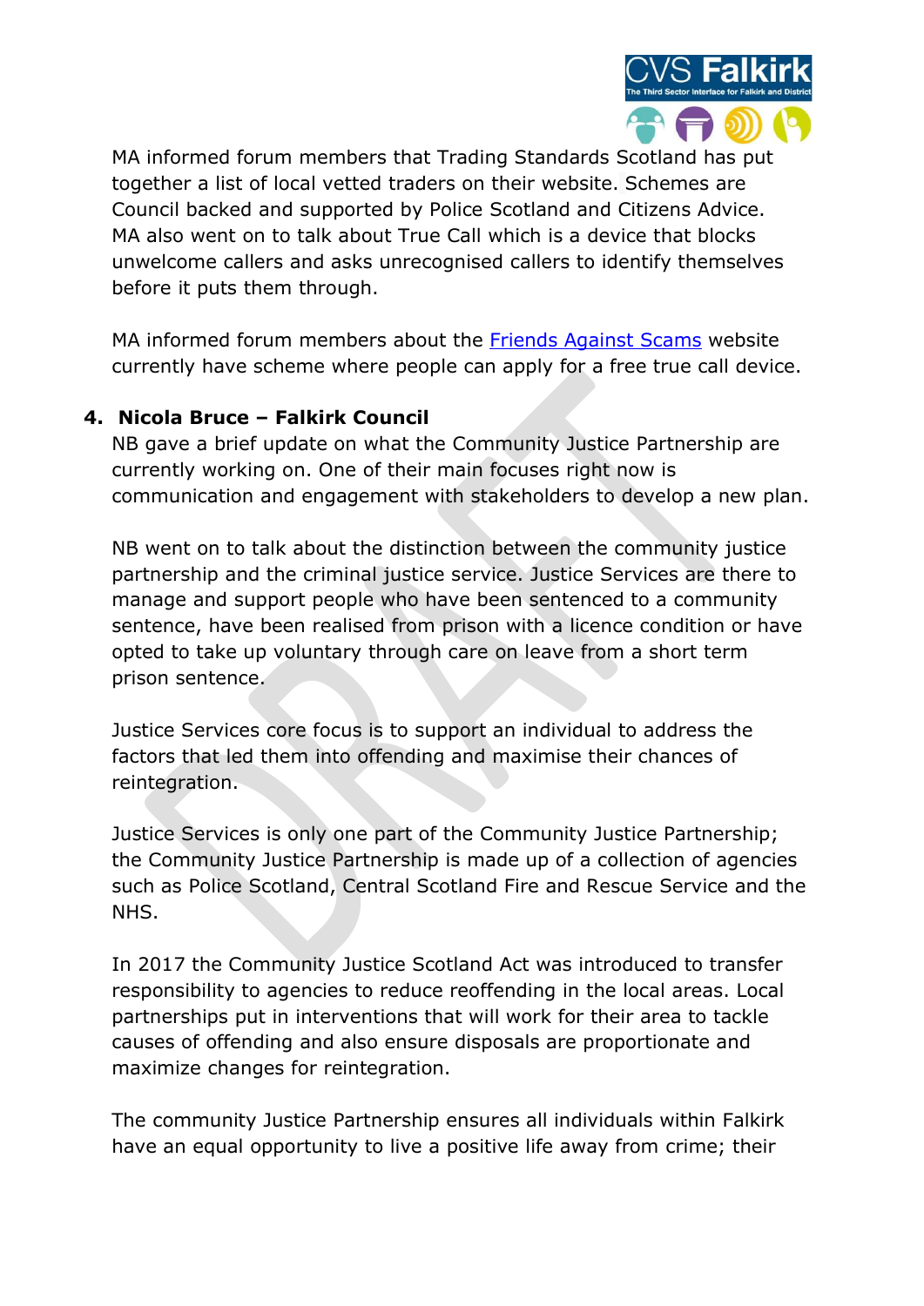MA informed forum members that Trading Standards Scotland has put together a list of local vetted traders on their website. Schemes are Council backed and supported by Police Scotland and Citizens Advice. MA also went on to talk about True Call which is a device that blocks unwelcome callers and asks unrecognised callers to identify themselves before it puts them through.

MA informed forum members about the [Friends Against Scams]() website currently have scheme where people can apply for a free true call device.

## 4. Nicola Bruce – Falkirk Council

NB gave a brief update on what the Community Justice Partnership are currently working on. One of their main focuses right now is communication and engagement with stakeholders to develop a new plan.

NB went on to talk about the distinction between the community justice partnership and the criminal justice service. Justice Services are there to manage and support people who have been sentenced to a community sentence, have been realised from prison with a licence condition or have opted to take up voluntary through care on leave from a short term prison sentence.

Justice Services core focus is to support an individual to address the factors that led them into offending and maximise their chances of reintegration.

Justice Services is only one part of the Community Justice Partnership; the Community Justice Partnership is made up of a collection of agencies such as Police Scotland, Central Scotland Fire and Rescue Service and the NHS.

In 2017 the Community Justice Scotland Act was introduced to transfer responsibility to agencies to reduce reoffending in the local areas. Local partnerships put in interventions that will work for their area to tackle causes of offending and also ensure disposals are proportionate and maximize changes for reintegration.

The community Justice Partnership ensures all individuals within Falkirk have an equal opportunity to live a positive life away from crime; their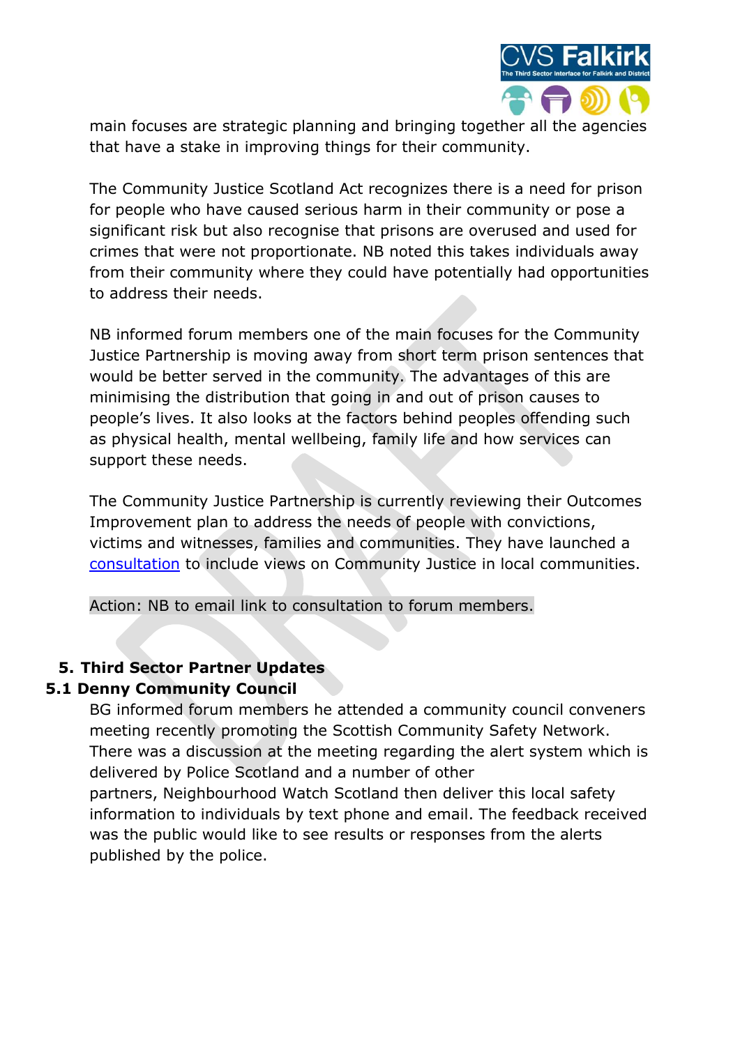main focuses are strategic planning and bringing together all the agencies that have a stake in improving things for their community.

The Community Justice Scotland Act recognizes there is a need for prison for people who have caused serious harm in their community or pose a significant risk but also recognise that prisons are overused and used for crimes that were not proportionate. NB noted this takes individuals away from their community where they could have potentially had opportunities to address their needs.

NB informed forum members one of the main focuses for the Community Justice Partnership is moving away from short term prison sentences that would be better served in the community. The advantages of this are minimising the distribution that going in and out of prison causes to people's lives. It also looks at the factors behind peoples offending such as physical health, mental wellbeing, family life and how services can support these needs.

The Community Justice Partnership is currently reviewing their Outcomes Improvement plan to address the needs of people with convictions, victims and witnesses, families and communities. They have launched a consultation to include views on Community Justice in local communities.

Action: NB to email link to consultation to forum members.

## 5. Third Sector Partner Updates

### 5.1 Denny Community Council

BG informed forum members he attended a community council conveners meeting recently promoting the Scottish Community Safety Network. There was a discussion at the meeting regarding the alert system which is delivered by Police Scotland and a number of other partners, Neighbourhood Watch Scotland then deliver this local safety information to individuals by text phone and email. The feedback received was the public would like to see results or responses from the alerts published by the police.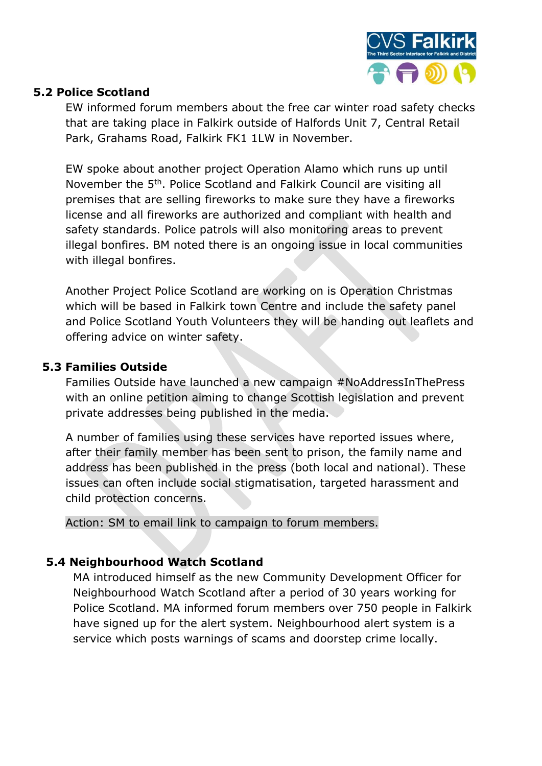### 5.2 Police Scotland

EW informed forum members about the free car winter road safety checks that are taking place in Falkirk outside of Halfords Unit 7, Central Retail Park, Grahams Road, Falkirk FK1 1LW in November.

EW spoke about another project Operation Alamo which runs up until November the 5th. Police Scotland and Falkirk Council are visiting all premises that are selling fireworks to make sure they have a fireworks license and all fireworks are authorized and compliant with health and safety standards. Police patrols will also monitoring areas to prevent illegal bonfires. BM noted there is an ongoing issue in local communities with illegal bonfires.

Another Project Police Scotland are working on is Operation Christmas which will be based in Falkirk town Centre and include the safety panel and Police Scotland Youth Volunteers they will be handing out leaflets and offering advice on winter safety.

### 5.3 Families Outside

Families Outside have launched a new campaign #NoAddressInThePress with an online petition aiming to change Scottish legislation and prevent private addresses being published in the media.

A number of families using these services have reported issues where, after their family member has been sent to prison, the family name and address has been published in the press (both local and national). These issues can often include social stigmatisation, targeted harassment and child protection concerns.

Action: SM to email link to campaign to forum members.

### 5.4 Neighbourhood Watch Scotland

MA introduced himself as the new Community Development Officer for Neighbourhood Watch Scotland after a period of 30 years working for Police Scotland. MA informed forum members over 750 people in Falkirk have signed up for the alert system. Neighbourhood alert system is a service which posts warnings of scams and doorstep crime locally.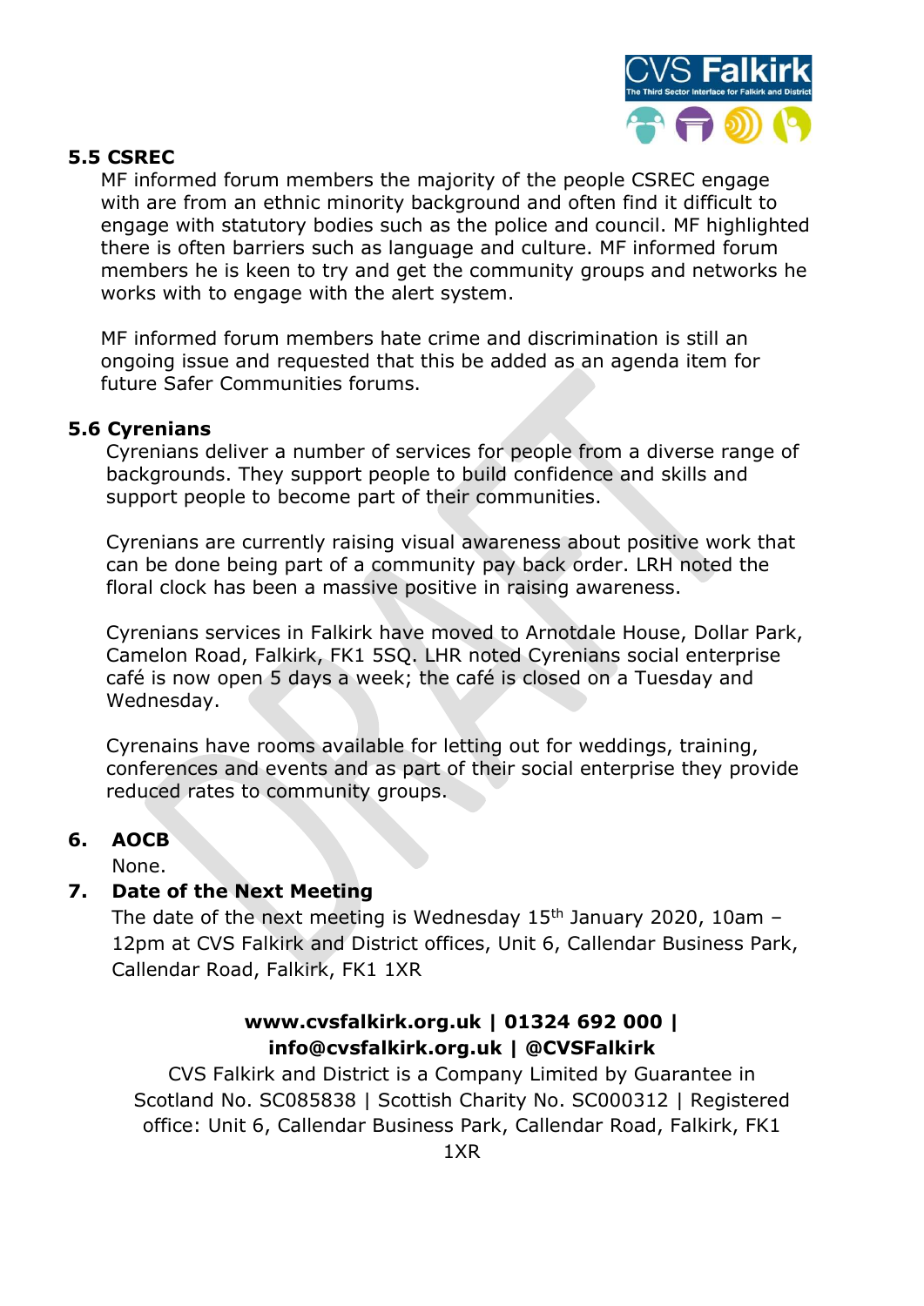### 5.5 CSREC

MF informed forum members the majority of the people CSREC engage with are from an ethnic minority background and often find it difficult to engage with statutory bodies such as the police and council. MF highlighted there is often barriers such as language and culture. MF informed forum members he is keen to try and get the community groups and networks he works with to engage with the alert system.

MF informed forum members hate crime and discrimination is still an ongoing issue and requested that this be added as an agenda item for future Safer Communities forums.

### 5.6 Cyrenians

Cyrenians deliver a number of services for people from a diverse range of backgrounds. They support people to build confidence and skills and support people to become part of their communities.

Cyrenians are currently raising visual awareness about positive work that can be done being part of a community pay back order. LRH noted the floral clock has been a massive positive in raising awareness.

Cyrenians services in Falkirk have moved to Arnotdale House, Dollar Park, Camelon Road, Falkirk, FK1 5SQ. LHR noted Cyrenians social enterprise café is now open 5 days a week; the café is closed on a Tuesday and Wednesday.

Cyrenains have rooms available for letting out for weddings, training, conferences and events and as part of their social enterprise they provide reduced rates to community groups.

## 6. AOCB

None.

## 7. Date of the Next Meeting

The date of the next meeting is Wednesday 15th January 2020, 10am – 12pm at CVS Falkirk and District offices, Unit 6, Callendar Business Park, Callendar Road, Falkirk, FK1 1XR

**www.cvsfalkirk.org.uk | 01324 692 000 | info@cvsfalkirk.org.uk | @CVSFalkirk**

CVS Falkirk and District is a Company Limited by Guarantee in Scotland No. SC085838 | Scottish Charity No. SC000312 | Registered office: Unit 6, Callendar Business Park, Callendar Road, Falkirk, FK1 1XR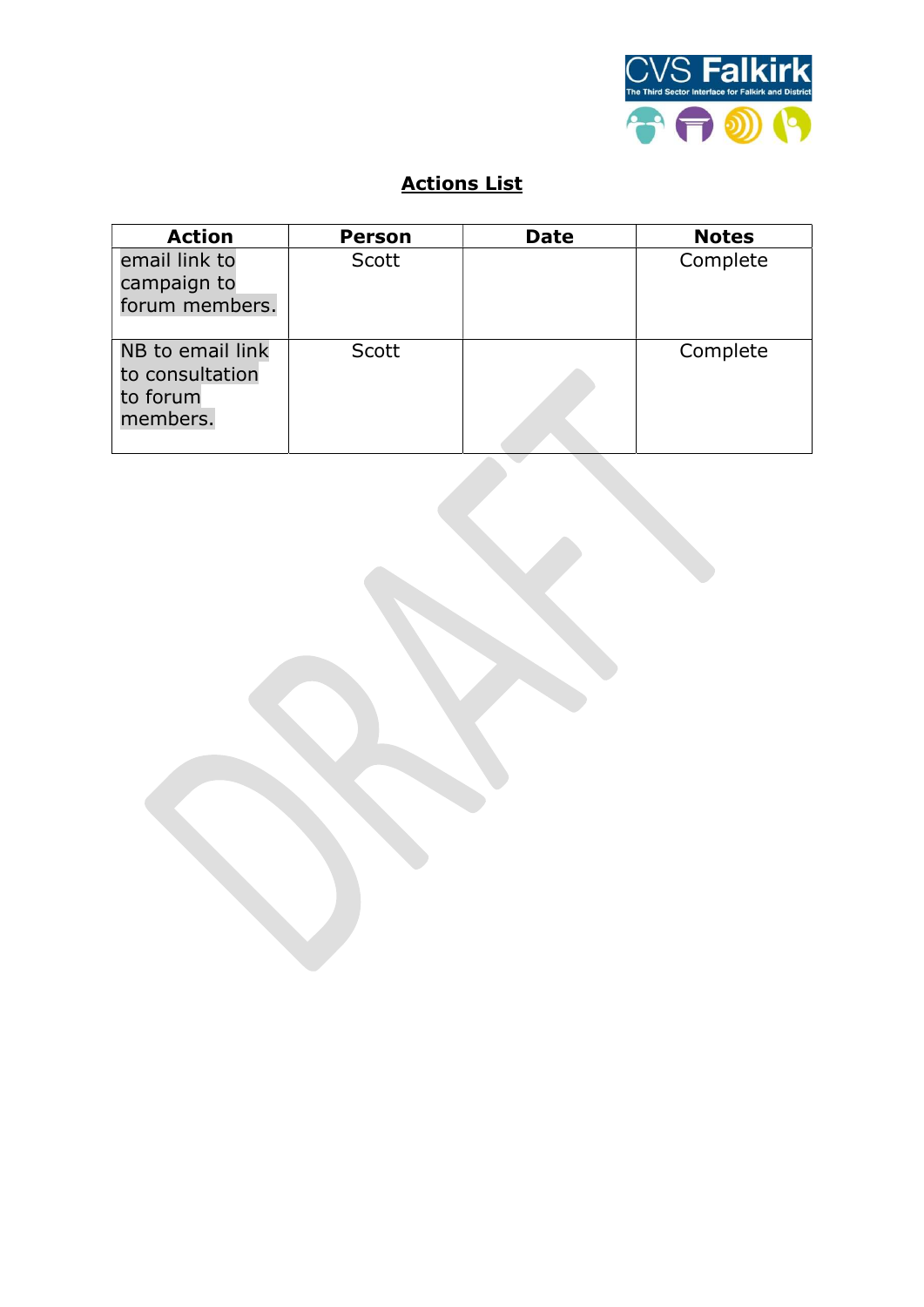## Actions List

| Action | Person | Date | Notes |
|---|---|---|---|
| email link to campaign to forum members. | Scott | | Complete |
| NB to email link to consultation to forum members. | Scott | | Complete |